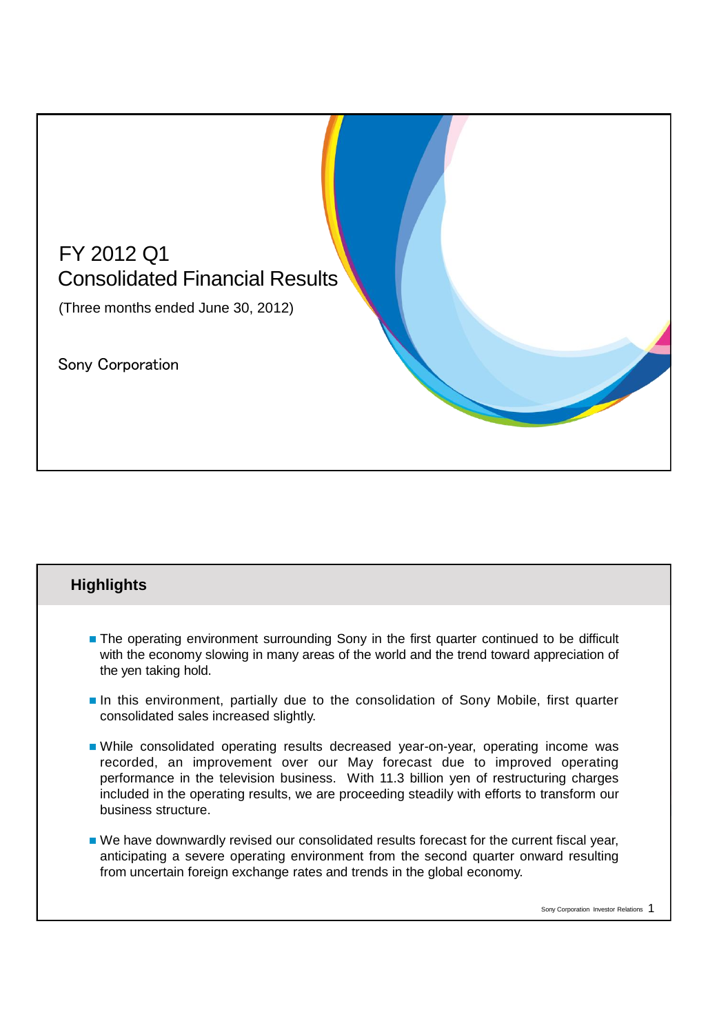# FY 2012 Q1 Consolidated Financial Results

(Three months ended June 30, 2012)

Sony Corporation

## Highlights

- The operating environment surrounding Sony in the first quarter continued to be difficult with the economy slowing in many areas of the world and the trend toward appreciation of the yen taking hold.
- In this environment, partially due to the consolidation of Sony Mobile, first quarter consolidated sales increased slightly.
- While consolidated operating results decreased year-on-year, operating income was recorded, an improvement over our May forecast due to improved operating performance in the television business. With 11.3 billion yen of restructuring charges included in the operating results, we are proceeding steadily with efforts to transform our business structure.
- We have downwardly revised our consolidated results forecast for the current fiscal year, anticipating a severe operating environment from the second quarter onward resulting from uncertain foreign exchange rates and trends in the global economy.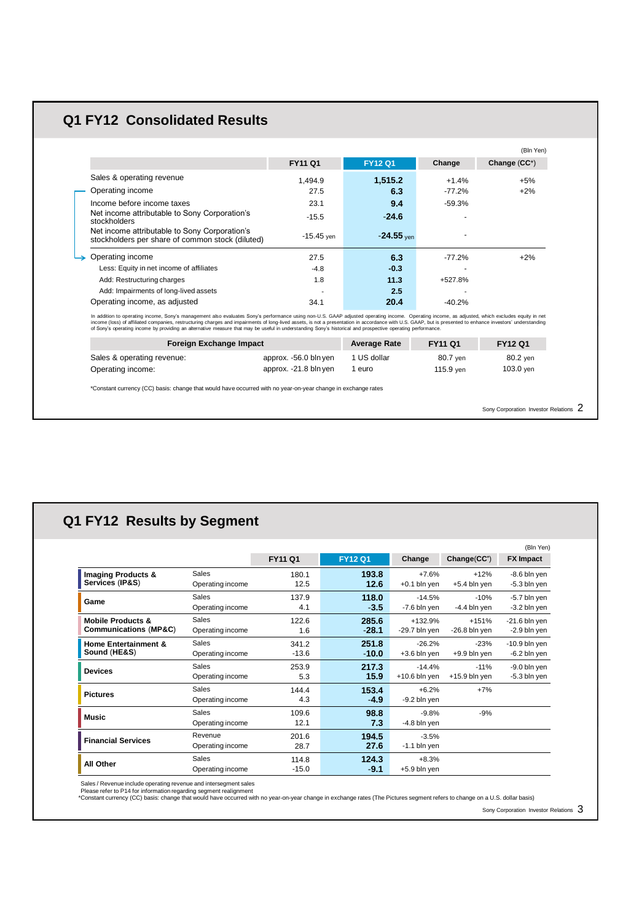## Q1 FY12 Consolidated Results

(Bln Yen)

| | FY11 Q1 | FY12 Q1 | Change | Change (CC*) |
|---|---|---|---|---|
| Sales & operating revenue | 1,494.9 | **1,515.2** | +1.4% | +5% |
| Operating income | 27.5 | **6.3** | -77.2% | +2% |
| Income before income taxes | 23.1 | **9.4** | -59.3% | |
| Net income attributable to Sony Corporation's stockholders | -15.5 | **-24.6** | - | |
| Net income attributable to Sony Corporation's stockholders per share of common stock (diluted) | -15.45 yen | **-24.55** yen | - | |
| Operating income | 27.5 | **6.3** | -77.2% | +2% |
| Less: Equity in net income of affiliates | -4.8 | **-0.3** | - | |
| Add: Restructuring charges | 1.8 | **11.3** | +527.8% | |
| Add: Impairments of long-lived assets | - | **2.5** | - | |
| Operating income, as adjusted | 34.1 | **20.4** | -40.2% | |

In addition to operating income, Sony's management also evaluates Sony's performance using non-U.S. GAAP adjusted operating income. Operating income, as adjusted, which excludes equity in net income (loss) of affiliated companies, restructuring charges and impairments of long-lived assets, is not a presentation in accordance with U.S. GAAP, but is presented to enhance investors' understanding of Sony's operating income by providing an alternative measure that may be useful in understanding Sony's historical and prospective operating performance.

| Foreign Exchange Impact | | Average Rate | FY11 Q1 | FY12 Q1 |
|---|---|---|---|---|
| Sales & operating revenue: | approx. -56.0 bln yen | 1 US dollar | 80.7 yen | 80.2 yen |
| Operating income: | approx. -21.8 bln yen | 1 euro | 115.9 yen | 103.0 yen |

*Constant currency (CC) basis: change that would have occurred with no year-on-year change in exchange rates

## Q1 FY12 Results by Segment

(Bln Yen)

| | | FY11 Q1 | FY12 Q1 | Change | Change(CC*) | FX Impact |
|---|---|---|---|---|---|---|
| **Imaging Products & Services (IP&S)** | Sales | 180.1 | **193.8** | +7.6% | +12% | -8.6 bln yen |
| | Operating income | 12.5 | **12.6** | +0.1 bln yen | +5.4 bln yen | -5.3 bln yen |
| **Game** | Sales | 137.9 | **118.0** | -14.5% | -10% | -5.7 bln yen |
| | Operating income | 4.1 | **-3.5** | -7.6 bln yen | -4.4 bln yen | -3.2 bln yen |
| **Mobile Products & Communications (MP&C)** | Sales | 122.6 | **285.6** | +132.9% | +151% | -21.6 bln yen |
| | Operating income | 1.6 | **-28.1** | -29.7 bln yen | -26.8 bln yen | -2.9 bln yen |
| **Home Entertainment & Sound (HE&S)** | Sales | 341.2 | **251.8** | -26.2% | -23% | -10.9 bln yen |
| | Operating income | -13.6 | **-10.0** | +3.6 bln yen | +9.9 bln yen | -6.2 bln yen |
| **Devices** | Sales | 253.9 | **217.3** | -14.4% | -11% | -9.0 bln yen |
| | Operating income | 5.3 | **15.9** | +10.6 bln yen | +15.9 bln yen | -5.3 bln yen |
| **Pictures** | Sales | 144.4 | **153.4** | +6.2% | +7% | |
| | Operating income | 4.3 | **-4.9** | -9.2 bln yen | | |
| **Music** | Sales | 109.6 | **98.8** | -9.8% | -9% | |
| | Operating income | 12.1 | **7.3** | -4.8 bln yen | | |
| **Financial Services** | Revenue | 201.6 | **194.5** | -3.5% | | |
| | Operating income | 28.7 | **27.6** | -1.1 bln yen | | |
| **All Other** | Sales | 114.8 | **124.3** | +8.3% | | |
| | Operating income | -15.0 | **-9.1** | +5.9 bln yen | | |

Sales / Revenue include operating revenue and intersegment sales
Please refer to P14 for information regarding segment realignment
*Constant currency (CC) basis: change that would have occurred with no year-on-year change in exchange rates (The Pictures segment refers to change on a U.S. dollar basis)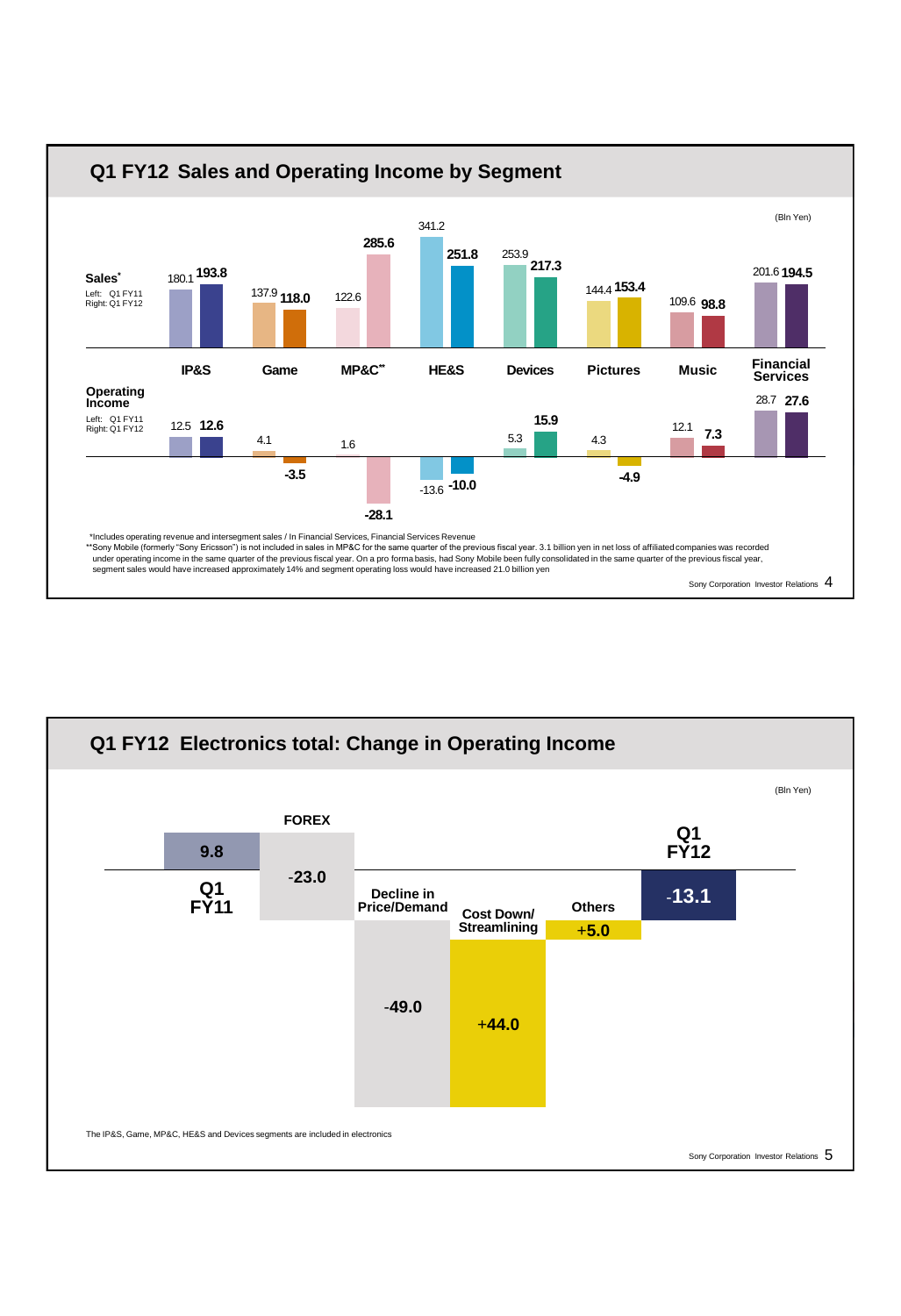## Q1 FY12 Sales and Operating Income by Segment

(Bln Yen)

| | IP&S | Game | MP&C** | HE&S | Devices | Pictures | Music | Financial Services |
|---|---|---|---|---|---|---|---|---|
| Sales* Q1 FY11 | 180.1 | 137.9 | 122.6 | 341.2 | 253.9 | 144.4 | 109.6 | 201.6 |
| Sales* Q1 FY12 | **193.8** | **118.0** | **285.6** | **251.8** | **217.3** | **153.4** | **98.8** | **194.5** |
| Operating Income Q1 FY11 | 12.5 | 4.1 | 1.6 | -13.6 | 5.3 | 4.3 | 12.1 | 28.7 |
| Operating Income Q1 FY12 | **12.6** | **-3.5** | **-28.1** | **-10.0** | **15.9** | **-4.9** | **7.3** | **27.6** |

Left: Q1 FY11
Right: Q1 FY12

*Includes operating revenue and intersegment sales / In Financial Services, Financial Services Revenue

**Sony Mobile (formerly "Sony Ericsson") is not included in sales in MP&C for the same quarter of the previous fiscal year. 3.1 billion yen in net loss of affiliated companies was recorded under operating income in the same quarter of the previous fiscal year. On a pro forma basis, had Sony Mobile been fully consolidated in the same quarter of the previous fiscal year, segment sales would have increased approximately 14% and segment operating loss would have increased 21.0 billion yen

## Q1 FY12 Electronics total: Change in Operating Income

(Bln Yen)

| Item | Amount |
|---|---|
| Q1 FY11 | 9.8 |
| FOREX | -23.0 |
| Decline in Price/Demand | -49.0 |
| Cost Down/ Streamlining | +44.0 |
| Others | +5.0 |
| Q1 FY12 | -13.1 |

The IP&S, Game, MP&C, HE&S and Devices segments are included in electronics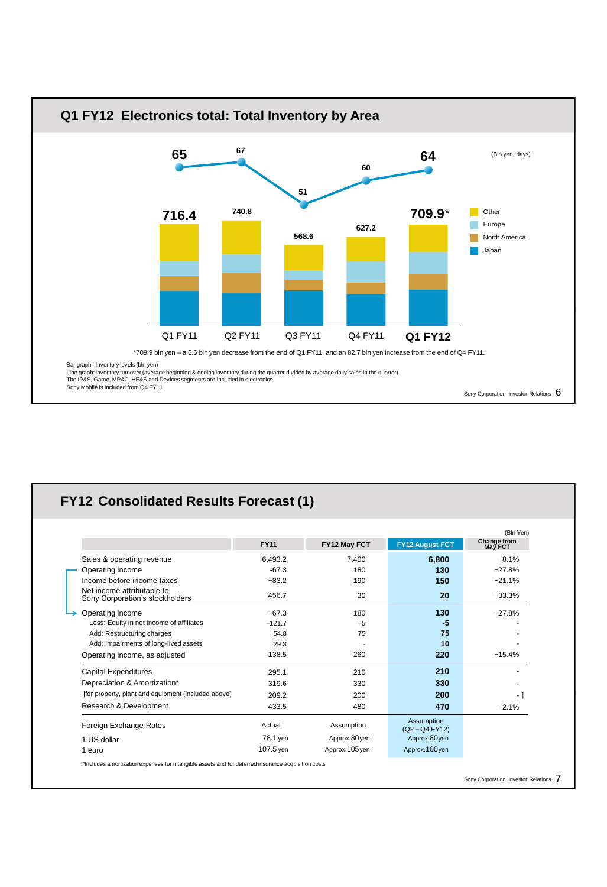## Q1 FY12 Electronics total: Total Inventory by Area

(Bln yen, days)

| | Q1 FY11 | Q2 FY11 | Q3 FY11 | Q4 FY11 | Q1 FY12 |
|---|---|---|---|---|---|
| Inventory levels (bln yen) | 716.4 | 740.8 | 568.6 | 627.2 | 709.9* |
| Inventory turnover (days) | 65 | 67 | 51 | 60 | 64 |

Legend: Other, Europe, North America, Japan

*709.9 bln yen – a 6.6 bln yen decrease from the end of Q1 FY11, and an 82.7 bln yen increase from the end of Q4 FY11.

Bar graph: Inventory levels (bln yen)
Line graph: Inventory turnover (average beginning & ending inventory during the quarter divided by average daily sales in the quarter)
The IP&S, Game, MP&C, HE&S and Devices segments are included in electronics
Sony Mobile is included from Q4 FY11

## FY12 Consolidated Results Forecast (1)

(Bln Yen)

| | FY11 | FY12 May FCT | FY12 August FCT | Change from May FCT |
|---|---|---|---|---|
| Sales & operating revenue | 6,493.2 | 7,400 | **6,800** | −8.1% |
| Operating income | -67.3 | 180 | **130** | −27.8% |
| Income before income taxes | −83.2 | 190 | **150** | −21.1% |
| Net income attributable to Sony Corporation's stockholders | −456.7 | 30 | **20** | −33.3% |
| Operating income | −67.3 | 180 | **130** | −27.8% |
| Less: Equity in net income of affiliates | −121.7 | −5 | **-5** | - |
| Add: Restructuring charges | 54.8 | 75 | **75** | - |
| Add: Impairments of long-lived assets | 29.3 | - | **10** | - |
| Operating income, as adjusted | 138.5 | 260 | **220** | −15.4% |
| Capital Expenditures | 295.1 | 210 | **210** | - |
| Depreciation & Amortization* | 319.6 | 330 | **330** | - |
| [for property, plant and equipment (included above) | 209.2 | 200 | **200** | - ] |
| Research & Development | 433.5 | 480 | **470** | −2.1% |
| Foreign Exchange Rates | Actual | Assumption | Assumption (Q2 – Q4 FY12) | |
| 1 US dollar | 78.1 yen | Approx.80yen | Approx.80yen | |
| 1 euro | 107.5 yen | Approx.105yen | Approx.100yen | |

*Includes amortization expenses for intangible assets and for deferred insurance acquisition costs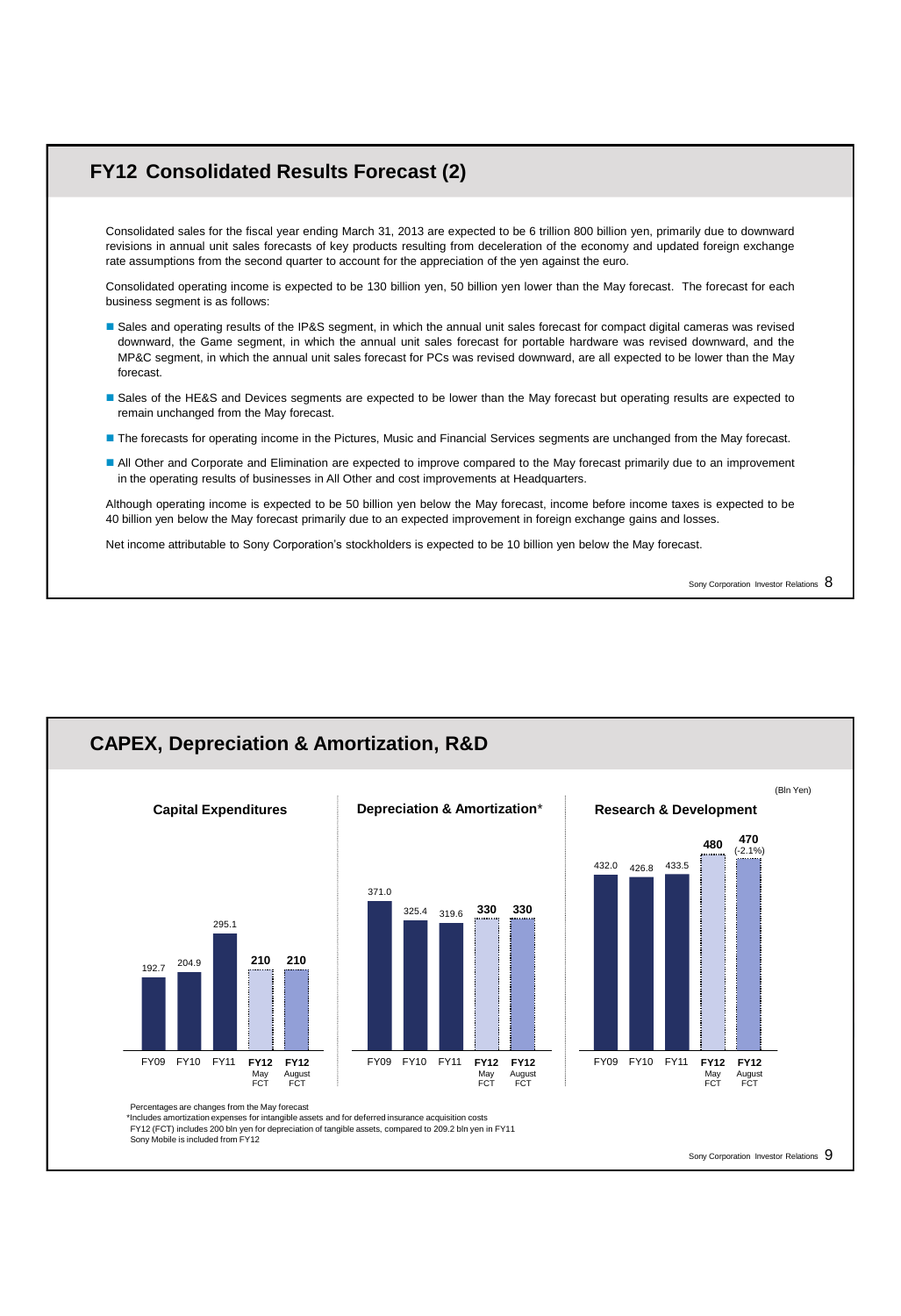## FY12 Consolidated Results Forecast (2)

Consolidated sales for the fiscal year ending March 31, 2013 are expected to be 6 trillion 800 billion yen, primarily due to downward revisions in annual unit sales forecasts of key products resulting from deceleration of the economy and updated foreign exchange rate assumptions from the second quarter to account for the appreciation of the yen against the euro.

Consolidated operating income is expected to be 130 billion yen, 50 billion yen lower than the May forecast. The forecast for each business segment is as follows:

- Sales and operating results of the IP&S segment, in which the annual unit sales forecast for compact digital cameras was revised downward, the Game segment, in which the annual unit sales forecast for portable hardware was revised downward, and the MP&C segment, in which the annual unit sales forecast for PCs was revised downward, are all expected to be lower than the May forecast.
- Sales of the HE&S and Devices segments are expected to be lower than the May forecast but operating results are expected to remain unchanged from the May forecast.
- The forecasts for operating income in the Pictures, Music and Financial Services segments are unchanged from the May forecast.
- All Other and Corporate and Elimination are expected to improve compared to the May forecast primarily due to an improvement in the operating results of businesses in All Other and cost improvements at Headquarters.

Although operating income is expected to be 50 billion yen below the May forecast, income before income taxes is expected to be 40 billion yen below the May forecast primarily due to an expected improvement in foreign exchange gains and losses.

Net income attributable to Sony Corporation's stockholders is expected to be 10 billion yen below the May forecast.

## CAPEX, Depreciation & Amortization, R&D

(Bln Yen)

| | FY09 | FY10 | FY11 | FY12 May FCT | FY12 August FCT |
|---|---|---|---|---|---|
| Capital Expenditures | 192.7 | 204.9 | 295.1 | 210 | 210 |
| Depreciation & Amortization* | 371.0 | 325.4 | 319.6 | 330 | 330 |
| Research & Development | 432.0 | 426.8 | 433.5 | 480 | 470 (-2.1%) |

Percentages are changes from the May forecast

*Includes amortization expenses for intangible assets and for deferred insurance acquisition costs

FY12 (FCT) includes 200 bln yen for depreciation of tangible assets, compared to 209.2 bln yen in FY11

Sony Mobile is included from FY12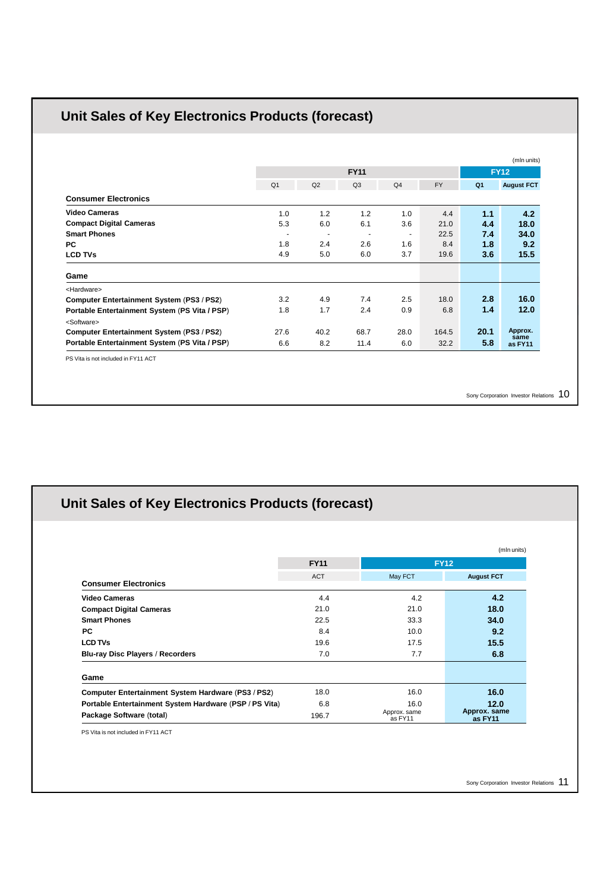## Unit Sales of Key Electronics Products (forecast)

(mln units)

| | FY11 | | | | | FY12 | |
|---|---|---|---|---|---|---|---|
| | Q1 | Q2 | Q3 | Q4 | FY | Q1 | August FCT |
| **Consumer Electronics** | | | | | | | |
| **Video Cameras** | 1.0 | 1.2 | 1.2 | 1.0 | 4.4 | **1.1** | **4.2** |
| **Compact Digital Cameras** | 5.3 | 6.0 | 6.1 | 3.6 | 21.0 | **4.4** | **18.0** |
| **Smart Phones** | - | - | - | - | 22.5 | **7.4** | **34.0** |
| **PC** | 1.8 | 2.4 | 2.6 | 1.6 | 8.4 | **1.8** | **9.2** |
| **LCD TVs** | 4.9 | 5.0 | 6.0 | 3.7 | 19.6 | **3.6** | **15.5** |
| **Game** | | | | | | | |
| <Hardware> | | | | | | | |
| **Computer Entertainment System (PS3 / PS2)** | 3.2 | 4.9 | 7.4 | 2.5 | 18.0 | **2.8** | **16.0** |
| **Portable Entertainment System (PS Vita / PSP)** | 1.8 | 1.7 | 2.4 | 0.9 | 6.8 | **1.4** | **12.0** |
| <Software> | | | | | | | |
| **Computer Entertainment System (PS3 / PS2)** | 27.6 | 40.2 | 68.7 | 28.0 | 164.5 | **20.1** | **Approx. same as FY11** |
| **Portable Entertainment System (PS Vita / PSP)** | 6.6 | 8.2 | 11.4 | 6.0 | 32.2 | **5.8** | |

PS Vita is not included in FY11 ACT

## Unit Sales of Key Electronics Products (forecast)

(mln units)

| | FY11 | FY12 | |
|---|---|---|---|
| | ACT | May FCT | August FCT |
| **Consumer Electronics** | | | |
| **Video Cameras** | 4.4 | 4.2 | **4.2** |
| **Compact Digital Cameras** | 21.0 | 21.0 | **18.0** |
| **Smart Phones** | 22.5 | 33.3 | **34.0** |
| **PC** | 8.4 | 10.0 | **9.2** |
| **LCD TVs** | 19.6 | 17.5 | **15.5** |
| **Blu-ray Disc Players / Recorders** | 7.0 | 7.7 | **6.8** |
| **Game** | | | |
| **Computer Entertainment System Hardware (PS3 / PS2)** | 18.0 | 16.0 | **16.0** |
| **Portable Entertainment System Hardware (PSP / PS Vita)** | 6.8 | 16.0 | **12.0** |
| **Package Software (total)** | 196.7 | Approx. same as FY11 | **Approx. same as FY11** |

PS Vita is not included in FY11 ACT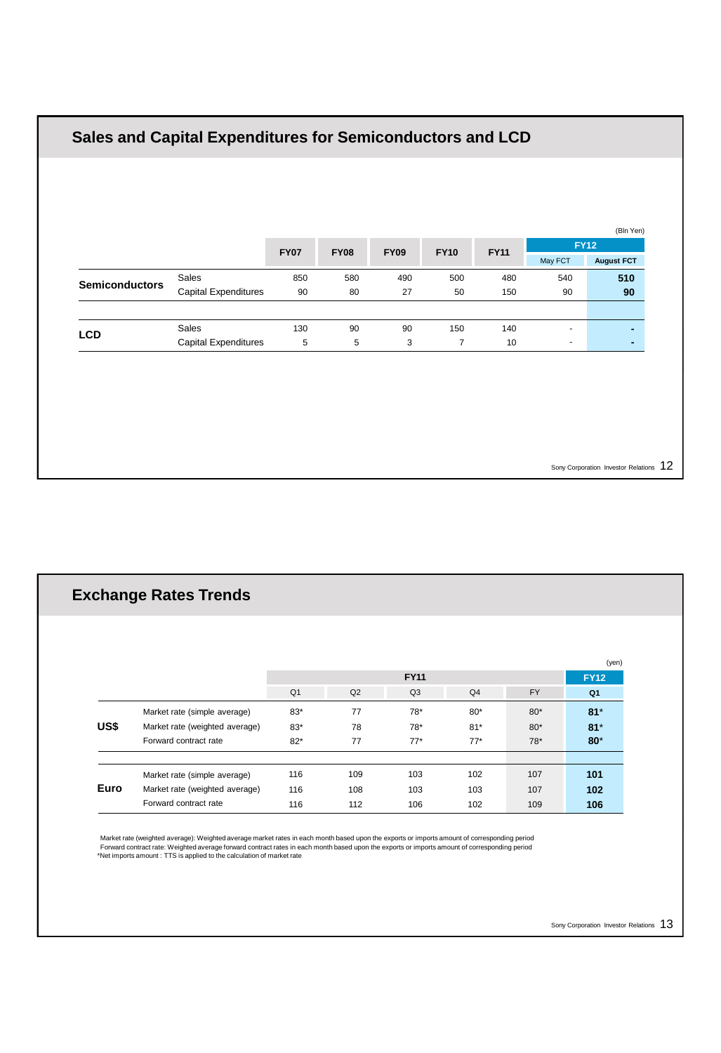## Sales and Capital Expenditures for Semiconductors and LCD

(Bln Yen)

| | | FY07 | FY08 | FY09 | FY10 | FY11 | FY12 | |
|---|---|---|---|---|---|---|---|---|
| | | | | | | | May FCT | August FCT |
| Semiconductors | Sales | 850 | 580 | 490 | 500 | 480 | 540 | **510** |
| | Capital Expenditures | 90 | 80 | 27 | 50 | 150 | 90 | **90** |
| LCD | Sales | 130 | 90 | 90 | 150 | 140 | - | **-** |
| | Capital Expenditures | 5 | 5 | 3 | 7 | 10 | - | **-** |

## Exchange Rates Trends

(yen)

| | | FY11 | | | | | FY12 |
|---|---|---|---|---|---|---|---|
| | | Q1 | Q2 | Q3 | Q4 | FY | Q1 |
| US$ | Market rate (simple average) | 83* | 77 | 78* | 80* | 80* | **81***|
| | Market rate (weighted average) | 83* | 78 | 78* | 81* | 80* | **81*** |
| | Forward contract rate | 82* | 77 | 77* | 77* | 78* | **80*** |
| Euro | Market rate (simple average) | 116 | 109 | 103 | 102 | 107 | **101** |
| | Market rate (weighted average) | 116 | 108 | 103 | 103 | 107 | **102** |
| | Forward contract rate | 116 | 112 | 106 | 102 | 109 | **106** |

Market rate (weighted average): Weighted average market rates in each month based upon the exports or imports amount of corresponding period
Forward contract rate: Weighted average forward contract rates in each month based upon the exports or imports amount of corresponding period
*Net imports amount : TTS is applied to the calculation of market rate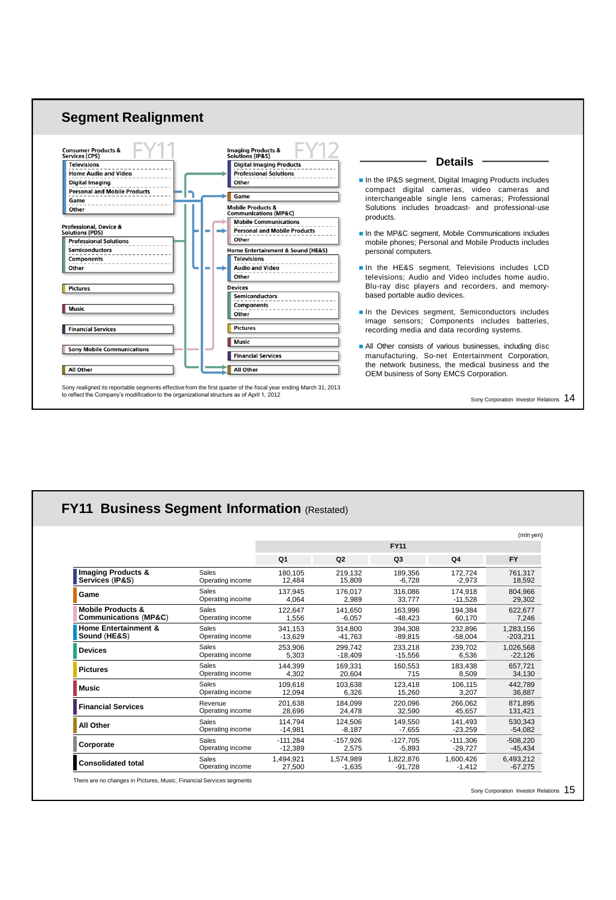## Segment Realignment

**FY11**

Consumer Products & Services (CPS)
- Televisions
- Home Audio and Video
- Digital Imaging
- Personal and Mobile Products
- Game
- Other

Professional, Device & Solutions (PDS)
- Professional Solutions
- Semiconductors
- Components
- Other

Pictures

Music

Financial Services

Sony Mobile Communications

All Other

**FY12**

Imaging Products & Solutions (IP&S)
- Digital Imaging Products
- Professional Solutions
- Other

Game

Mobile Products & Communications (MP&C)
- Mobile Communications
- Personal and Mobile Products
- Other

Home Entertainment & Sound (HE&S)
- Televisions
- Audio and Video
- Other

Devices
- Semiconductors
- Components
- Other

Pictures

Music

Financial Services

All Other

Sony realigned its reportable segments effective from the first quarter of the fiscal year ending March 31, 2013 to reflect the Company's modification to the organizational structure as of April 1, 2012

### Details

- In the IP&S segment, Digital Imaging Products includes compact digital cameras, video cameras and interchangeable single lens cameras; Professional Solutions includes broadcast- and professional-use products.
- In the MP&C segment, Mobile Communications includes mobile phones; Personal and Mobile Products includes personal computers.
- In the HE&S segment, Televisions includes LCD televisions; Audio and Video includes home audio, Blu-ray disc players and recorders, and memory-based portable audio devices.
- In the Devices segment, Semiconductors includes image sensors; Components includes batteries, recording media and data recording systems.
- All Other consists of various businesses, including disc manufacturing, So-net Entertainment Corporation, the network business, the medical business and the OEM business of Sony EMCS Corporation.

## FY11 Business Segment Information (Restated)

(mln yen)

| | | FY11 | | | | |
|---|---|---|---|---|---|---|
| | | Q1 | Q2 | Q3 | Q4 | FY |
| Imaging Products & Services (IP&S) | Sales | 180,105 | 219,132 | 189,356 | 172,724 | 761,317 |
| | Operating income | 12,484 | 15,809 | -6,728 | -2,973 | 18,592 |
| Game | Sales | 137,945 | 176,017 | 316,086 | 174,918 | 804,966 |
| | Operating income | 4,064 | 2,989 | 33,777 | -11,528 | 29,302 |
| Mobile Products & Communications (MP&C) | Sales | 122,647 | 141,650 | 163,996 | 194,384 | 622,677 |
| | Operating income | 1,556 | -6,057 | -48,423 | 60,170 | 7,246 |
| Home Entertainment & Sound (HE&S) | Sales | 341,153 | 314,800 | 394,308 | 232,896 | 1,283,156 |
| | Operating income | -13,629 | -41,763 | -89,815 | -58,004 | -203,211 |
| Devices | Sales | 253,906 | 299,742 | 233,218 | 239,702 | 1,026,568 |
| | Operating income | 5,303 | -18,409 | -15,556 | 6,536 | -22,126 |
| Pictures | Sales | 144,399 | 169,331 | 160,553 | 183,438 | 657,721 |
| | Operating income | 4,302 | 20,604 | 715 | 8,509 | 34,130 |
| Music | Sales | 109,618 | 103,638 | 123,418 | 106,115 | 442,789 |
| | Operating income | 12,094 | 6,326 | 15,260 | 3,207 | 36,887 |
| Financial Services | Revenue | 201,638 | 184,099 | 220,096 | 266,062 | 871,895 |
| | Operating income | 28,696 | 24,478 | 32,590 | 45,657 | 131,421 |
| All Other | Sales | 114,794 | 124,506 | 149,550 | 141,493 | 530,343 |
| | Operating income | -14,981 | -8,187 | -7,655 | -23,259 | -54,082 |
| Corporate | Sales | -111,284 | -157,926 | -127,705 | -111,306 | -508,220 |
| | Operating income | -12,389 | 2,575 | -5,893 | -29,727 | -45,434 |
| Consolidated total | Sales | 1,494,921 | 1,574,989 | 1,822,876 | 1,600,426 | 6,493,212 |
| | Operating income | 27,500 | -1,635 | -91,728 | -1,412 | -67,275 |

There are no changes in Pictures, Music, Financial Services segments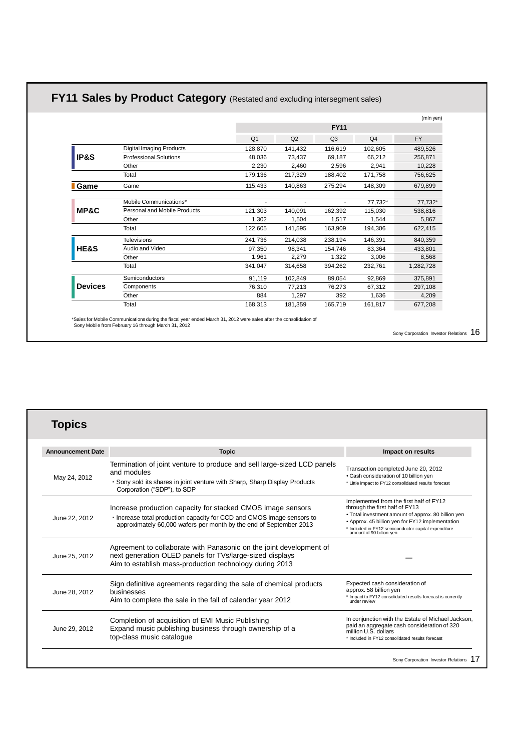## FY11 Sales by Product Category (Restated and excluding intersegment sales)

(mln yen)

| Segment | Product Category | FY11 Q1 | FY11 Q2 | FY11 Q3 | FY11 Q4 | FY11 FY |
|---|---|---|---|---|---|---|
| IP&S | Digital Imaging Products | 128,870 | 141,432 | 116,619 | 102,605 | 489,526 |
| | Professional Solutions | 48,036 | 73,437 | 69,187 | 66,212 | 256,871 |
| | Other | 2,230 | 2,460 | 2,596 | 2,941 | 10,228 |
| | Total | 179,136 | 217,329 | 188,402 | 171,758 | 756,625 |
| Game | Game | 115,433 | 140,863 | 275,294 | 148,309 | 679,899 |
| MP&C | Mobile Communications* | - | - | - | 77,732* | 77,732* |
| | Personal and Mobile Products | 121,303 | 140,091 | 162,392 | 115,030 | 538,816 |
| | Other | 1,302 | 1,504 | 1,517 | 1,544 | 5,867 |
| | Total | 122,605 | 141,595 | 163,909 | 194,306 | 622,415 |
| HE&S | Televisions | 241,736 | 214,038 | 238,194 | 146,391 | 840,359 |
| | Audio and Video | 97,350 | 98,341 | 154,746 | 83,364 | 433,801 |
| | Other | 1,961 | 2,279 | 1,322 | 3,006 | 8,568 |
| | Total | 341,047 | 314,658 | 394,262 | 232,761 | 1,282,728 |
| Devices | Semiconductors | 91,119 | 102,849 | 89,054 | 92,869 | 375,891 |
| | Components | 76,310 | 77,213 | 76,273 | 67,312 | 297,108 |
| | Other | 884 | 1,297 | 392 | 1,636 | 4,209 |
| | Total | 168,313 | 181,359 | 165,719 | 161,817 | 677,208 |

*Sales for Mobile Communications during the fiscal year ended March 31, 2012 were sales after the consolidation of Sony Mobile from February 16 through March 31, 2012

## Topics

| Announcement Date | Topic | Impact on results |
|---|---|---|
| May 24, 2012 | Termination of joint venture to produce and sell large-sized LCD panels and modules<br>・Sony sold its shares in joint venture with Sharp, Sharp Display Products Corporation ("SDP"), to SDP | Transaction completed June 20, 2012<br>• Cash consideration of 10 billion yen<br>* Little impact to FY12 consolidated results forecast |
| June 22, 2012 | Increase production capacity for stacked CMOS image sensors<br>・Increase total production capacity for CCD and CMOS image sensors to approximately 60,000 wafers per month by the end of September 2013 | Implemented from the first half of FY12 through the first half of FY13<br>• Total investment amount of approx. 80 billion yen<br>• Approx. 45 billion yen for FY12 implementation<br>* Included in FY12 semiconductor capital expenditure amount of 90 billion yen |
| June 25, 2012 | Agreement to collaborate with Panasonic on the joint development of next generation OLED panels for TVs/large-sized displays<br>Aim to establish mass-production technology during 2013 | — |
| June 28, 2012 | Sign definitive agreements regarding the sale of chemical products businesses<br>Aim to complete the sale in the fall of calendar year 2012 | Expected cash consideration of approx. 58 billion yen<br>* Impact to FY12 consolidated results forecast is currently under review |
| June 29, 2012 | Completion of acquisition of EMI Music Publishing<br>Expand music publishing business through ownership of a top-class music catalogue | In conjunction with the Estate of Michael Jackson, paid an aggregate cash consideration of 320 million U.S. dollars<br>* Included in FY12 consolidated results forecast |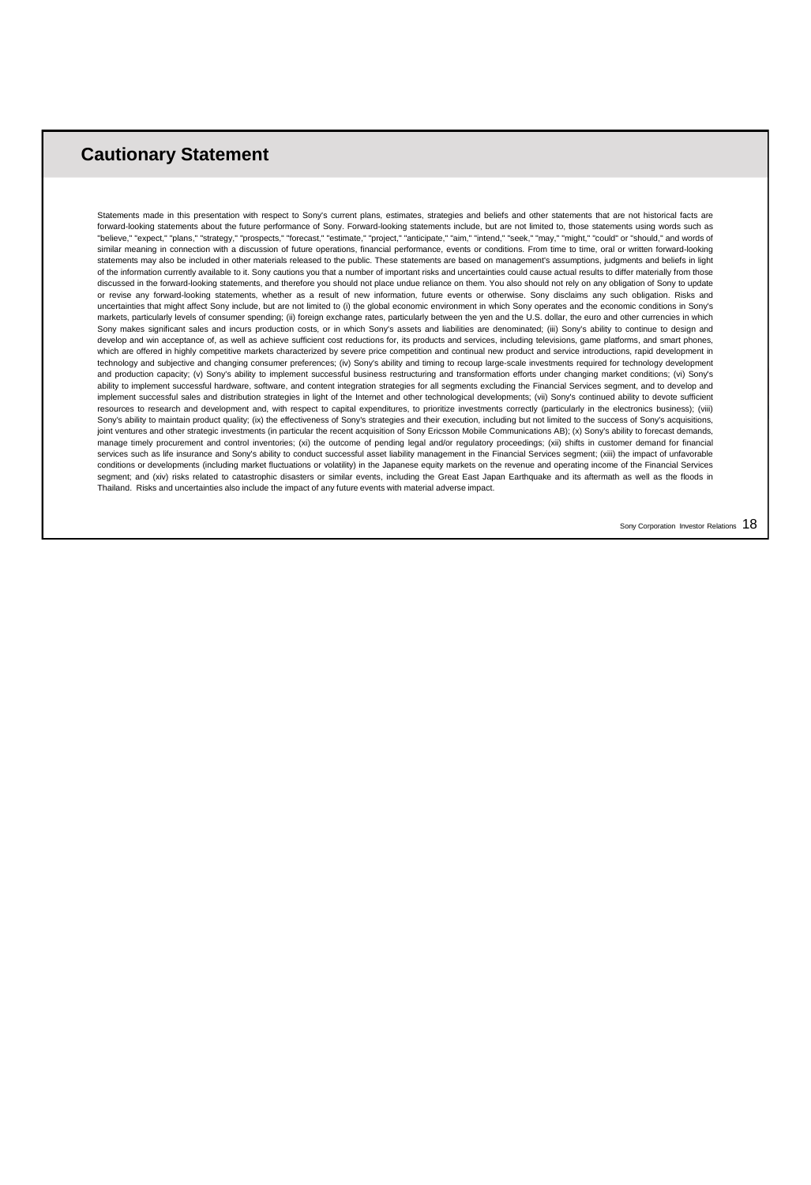# Cautionary Statement

Statements made in this presentation with respect to Sony's current plans, estimates, strategies and beliefs and other statements that are not historical facts are forward-looking statements about the future performance of Sony. Forward-looking statements include, but are not limited to, those statements using words such as "believe," "expect," "plans," "strategy," "prospects," "forecast," "estimate," "project," "anticipate," "aim," "intend," "seek," "may," "might," "could" or "should," and words of similar meaning in connection with a discussion of future operations, financial performance, events or conditions. From time to time, oral or written forward-looking statements may also be included in other materials released to the public. These statements are based on management's assumptions, judgments and beliefs in light of the information currently available to it. Sony cautions you that a number of important risks and uncertainties could cause actual results to differ materially from those discussed in the forward-looking statements, and therefore you should not place undue reliance on them. You also should not rely on any obligation of Sony to update or revise any forward-looking statements, whether as a result of new information, future events or otherwise. Sony disclaims any such obligation. Risks and uncertainties that might affect Sony include, but are not limited to (i) the global economic environment in which Sony operates and the economic conditions in Sony's markets, particularly levels of consumer spending; (ii) foreign exchange rates, particularly between the yen and the U.S. dollar, the euro and other currencies in which Sony makes significant sales and incurs production costs, or in which Sony's assets and liabilities are denominated; (iii) Sony's ability to continue to design and develop and win acceptance of, as well as achieve sufficient cost reductions for, its products and services, including televisions, game platforms, and smart phones, which are offered in highly competitive markets characterized by severe price competition and continual new product and service introductions, rapid development in technology and subjective and changing consumer preferences; (iv) Sony's ability and timing to recoup large-scale investments required for technology development and production capacity; (v) Sony's ability to implement successful business restructuring and transformation efforts under changing market conditions; (vi) Sony's ability to implement successful hardware, software, and content integration strategies for all segments excluding the Financial Services segment, and to develop and implement successful sales and distribution strategies in light of the Internet and other technological developments; (vii) Sony's continued ability to devote sufficient resources to research and development and, with respect to capital expenditures, to prioritize investments correctly (particularly in the electronics business); (viii) Sony's ability to maintain product quality; (ix) the effectiveness of Sony's strategies and their execution, including but not limited to the success of Sony's acquisitions, joint ventures and other strategic investments (in particular the recent acquisition of Sony Ericsson Mobile Communications AB); (x) Sony's ability to forecast demands, manage timely procurement and control inventories; (xi) the outcome of pending legal and/or regulatory proceedings; (xii) shifts in customer demand for financial services such as life insurance and Sony's ability to conduct successful asset liability management in the Financial Services segment; (xiii) the impact of unfavorable conditions or developments (including market fluctuations or volatility) in the Japanese equity markets on the revenue and operating income of the Financial Services segment; and (xiv) risks related to catastrophic disasters or similar events, including the Great East Japan Earthquake and its aftermath as well as the floods in Thailand. Risks and uncertainties also include the impact of any future events with material adverse impact.